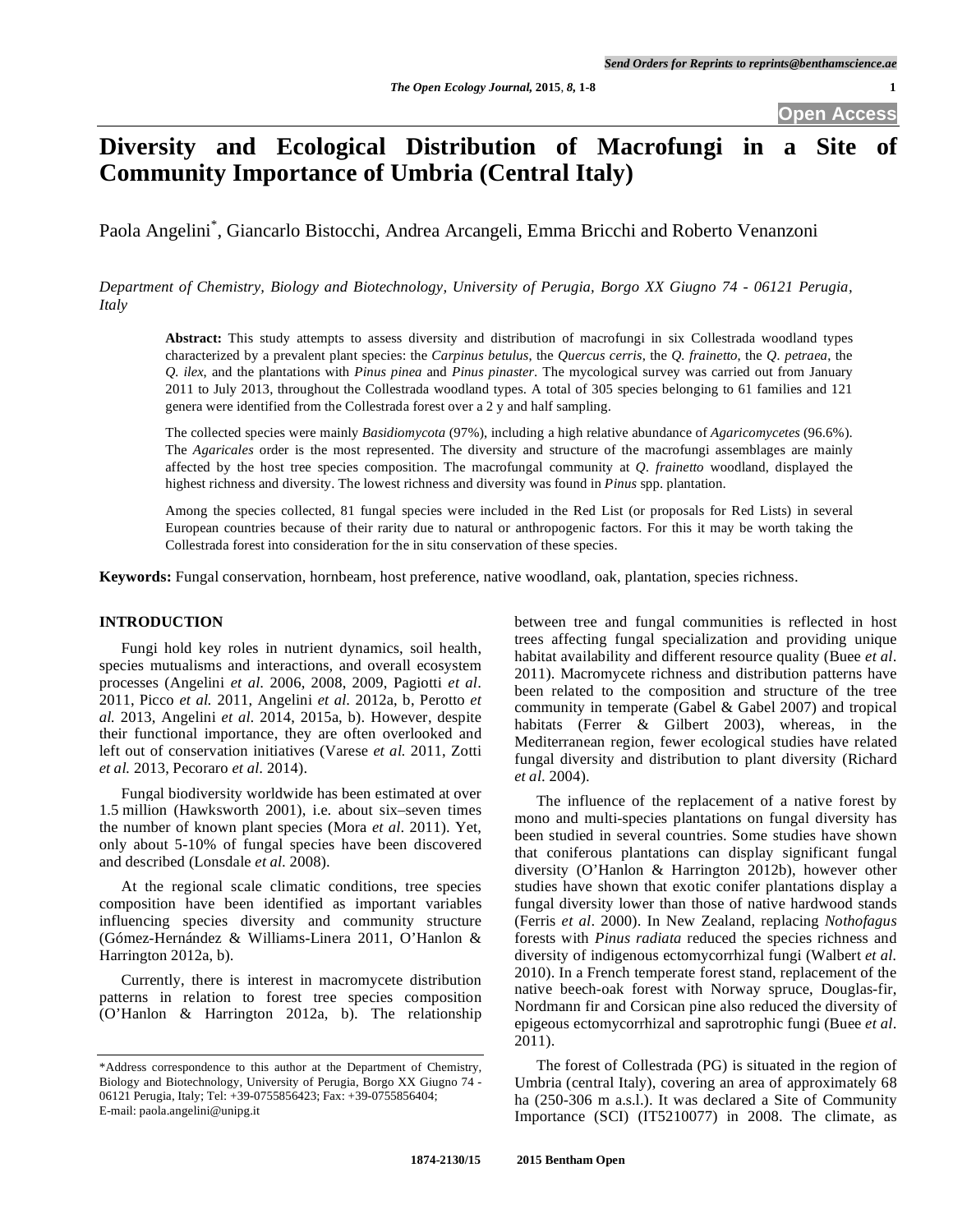# Diversity and Ecological Distribution of Macrofungi in a Site of Community Importance of Umbria (Central Italy)

Paola Angelini[*], Giancarlo Bistocchi, Andrea Arcangeli, Emma Bricchi and Roberto Venanzoni

*Department of Chemistry, Biology and Biotechnology, University of Perugia, Borgo XX Giugno 74 - 06121 Perugia, Italy*

**Abstract:** This study attempts to assess diversity and distribution of macrofungi in six Collestrada woodland types characterized by a prevalent plant species: the *Carpinus betulus*, the *Quercus cerris*, the *Q. frainetto*, the *Q. petraea*, the *Q. ilex,* and the plantations with *Pinus pinea* and *Pinus pinaster*. The mycological survey was carried out from January 2011 to July 2013, throughout the Collestrada woodland types. A total of 305 species belonging to 61 families and 121 genera were identified from the Collestrada forest over a 2 y and half sampling.

The collected species were mainly *Basidiomycota* (97%), including a high relative abundance of *Agaricomycetes* (96.6%). The *Agaricales* order is the most represented. The diversity and structure of the macrofungi assemblages are mainly affected by the host tree species composition. The macrofungal community at *Q. frainetto* woodland, displayed the highest richness and diversity. The lowest richness and diversity was found in *Pinus* spp. plantation.

Among the species collected, 81 fungal species were included in the Red List (or proposals for Red Lists) in several European countries because of their rarity due to natural or anthropogenic factors. For this it may be worth taking the Collestrada forest into consideration for the in situ conservation of these species.

**Keywords:** Fungal conservation, hornbeam, host preference, native woodland, oak, plantation, species richness.

## INTRODUCTION

Fungi hold key roles in nutrient dynamics, soil health, species mutualisms and interactions, and overall ecosystem processes (Angelini *et al.* 2006, 2008, 2009, Pagiotti *et al*. 2011, Picco *et al.* 2011, Angelini *et al.* 2012a, b, Perotto *et al.* 2013, Angelini *et al*. 2014, 2015a, b). However, despite their functional importance, they are often overlooked and left out of conservation initiatives (Varese *et al.* 2011, Zotti *et al.* 2013, Pecoraro *et al*. 2014).

Fungal biodiversity worldwide has been estimated at over 1.5 million (Hawksworth 2001), i.e. about six–seven times the number of known plant species (Mora *et al*. 2011). Yet, only about 5-10% of fungal species have been discovered and described (Lonsdale *et al.* 2008).

At the regional scale climatic conditions, tree species composition have been identified as important variables influencing species diversity and community structure (Gómez-Hernández & Williams-Linera 2011, O'Hanlon & Harrington 2012a, b).

Currently, there is interest in macromycete distribution patterns in relation to forest tree species composition (O'Hanlon & Harrington 2012a, b). The relationship between tree and fungal communities is reflected in host trees affecting fungal specialization and providing unique habitat availability and different resource quality (Buee *et al*. 2011). Macromycete richness and distribution patterns have been related to the composition and structure of the tree community in temperate (Gabel & Gabel 2007) and tropical habitats (Ferrer & Gilbert 2003), whereas, in the Mediterranean region, fewer ecological studies have related fungal diversity and distribution to plant diversity (Richard *et al*. 2004).

The influence of the replacement of a native forest by mono and multi-species plantations on fungal diversity has been studied in several countries. Some studies have shown that coniferous plantations can display significant fungal diversity (O'Hanlon & Harrington 2012b), however other studies have shown that exotic conifer plantations display a fungal diversity lower than those of native hardwood stands (Ferris *et al*. 2000). In New Zealand, replacing *Nothofagus* forests with *Pinus radiata* reduced the species richness and diversity of indigenous ectomycorrhizal fungi (Walbert *et al.* 2010). In a French temperate forest stand, replacement of the native beech-oak forest with Norway spruce, Douglas-fir, Nordmann fir and Corsican pine also reduced the diversity of epigeous ectomycorrhizal and saprotrophic fungi (Buee *et al*. 2011).

The forest of Collestrada (PG) is situated in the region of Umbria (central Italy), covering an area of approximately 68 ha (250-306 m a.s.l.). It was declared a Site of Community Importance (SCI) (IT5210077) in 2008. The climate, as

*Address correspondence to this author at the Department of Chemistry, Biology and Biotechnology, University of Perugia, Borgo XX Giugno 74 - 06121 Perugia, Italy; Tel: +39-0755856423; Fax: +39-0755856404; E-mail: paola.angelini@unipg.it

1874-2130/15 2015 Bentham Open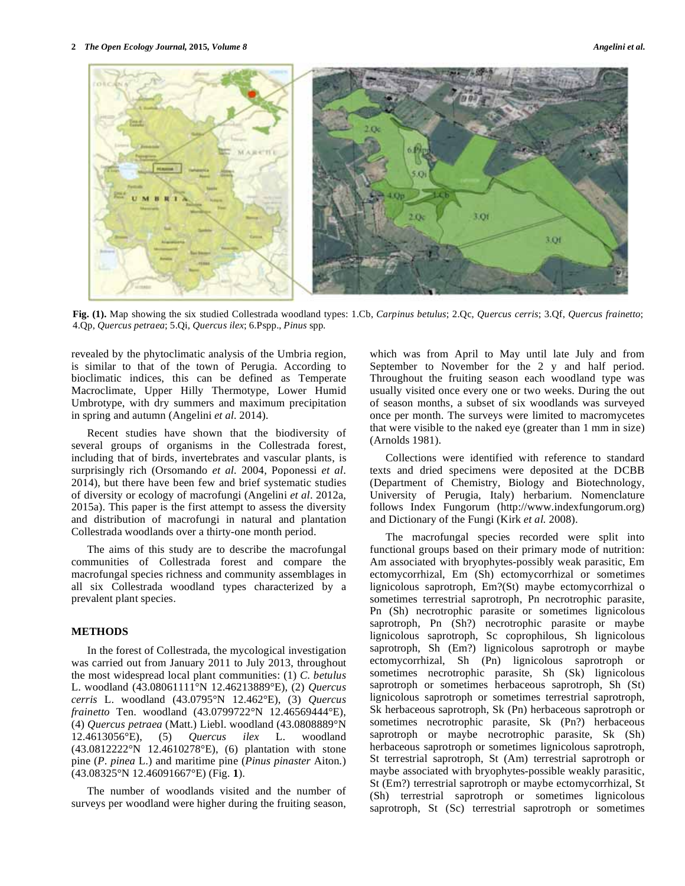**Fig. (1).** Map showing the six studied Collestrada woodland types: 1.Cb, *Carpinus betulus*; 2.Qc, *Quercus cerris*; 3.Qf, *Quercus frainetto*; 4.Qp, *Quercus petraea*; 5.Qi, *Quercus ilex*; 6.Pspp., *Pinus* spp.

revealed by the phytoclimatic analysis of the Umbria region, is similar to that of the town of Perugia. According to bioclimatic indices, this can be defined as Temperate Macroclimate, Upper Hilly Thermotype, Lower Humid Umbrotype, with dry summers and maximum precipitation in spring and autumn (Angelini *et al.* 2014).

Recent studies have shown that the biodiversity of several groups of organisms in the Collestrada forest, including that of birds, invertebrates and vascular plants, is surprisingly rich (Orsomando *et al.* 2004, Poponessi *et al*. 2014), but there have been few and brief systematic studies of diversity or ecology of macrofungi (Angelini *et al*. 2012a, 2015a). This paper is the first attempt to assess the diversity and distribution of macrofungi in natural and plantation Collestrada woodlands over a thirty-one month period.

The aims of this study are to describe the macrofungal communities of Collestrada forest and compare the macrofungal species richness and community assemblages in all six Collestrada woodland types characterized by a prevalent plant species.

## METHODS

In the forest of Collestrada, the mycological investigation was carried out from January 2011 to July 2013, throughout the most widespread local plant communities: (1) *C. betulus* L. woodland (43.08061111°N 12.46213889°E), (2) *Quercus cerris* L. woodland (43.0795°N 12.462°E), (3) *Quercus frainetto* Ten. woodland (43.0799722°N 12.46569444°E), (4) *Quercus petraea* (Matt.) Liebl. woodland (43.0808889°N 12.4613056°E), (5) *Quercus ilex* L. woodland (43.0812222°N 12.4610278°E), (6) plantation with stone pine (*P. pinea* L.) and maritime pine (*Pinus pinaster* Aiton.) (43.08325°N 12.46091667°E) (Fig. **1**).

The number of woodlands visited and the number of surveys per woodland were higher during the fruiting season, which was from April to May until late July and from September to November for the 2 y and half period. Throughout the fruiting season each woodland type was usually visited once every one or two weeks. During the out of season months, a subset of six woodlands was surveyed once per month. The surveys were limited to macromycetes that were visible to the naked eye (greater than 1 mm in size) (Arnolds 1981).

Collections were identified with reference to standard texts and dried specimens were deposited at the DCBB (Department of Chemistry, Biology and Biotechnology, University of Perugia, Italy) herbarium. Nomenclature follows Index Fungorum (http://www.indexfungorum.org) and Dictionary of the Fungi (Kirk *et al.* 2008).

The macrofungal species recorded were split into functional groups based on their primary mode of nutrition: Am associated with bryophytes-possibly weak parasitic, Em ectomycorrhizal, Em (Sh) ectomycorrhizal or sometimes lignicolous saprotroph, Em?(St) maybe ectomycorrhizal o sometimes terrestrial saprotroph, Pn necrotrophic parasite, Pn (Sh) necrotrophic parasite or sometimes lignicolous saprotroph, Pn (Sh?) necrotrophic parasite or maybe lignicolous saprotroph, Sc coprophilous, Sh lignicolous saprotroph, Sh (Em?) lignicolous saprotroph or maybe ectomycorrhizal, Sh (Pn) lignicolous saprotroph or sometimes necrotrophic parasite, Sh (Sk) lignicolous saprotroph or sometimes herbaceous saprotroph, Sh (St) lignicolous saprotroph or sometimes terrestrial saprotroph, Sk herbaceous saprotroph, Sk (Pn) herbaceous saprotroph or sometimes necrotrophic parasite, Sk (Pn?) herbaceous saprotroph or maybe necrotrophic parasite, Sk (Sh) herbaceous saprotroph or sometimes lignicolous saprotroph, St terrestrial saprotroph, St (Am) terrestrial saprotroph or maybe associated with bryophytes-possible weakly parasitic, St (Em?) terrestrial saprotroph or maybe ectomycorrhizal, St (Sh) terrestrial saprotroph or sometimes lignicolous saprotroph, St (Sc) terrestrial saprotroph or sometimes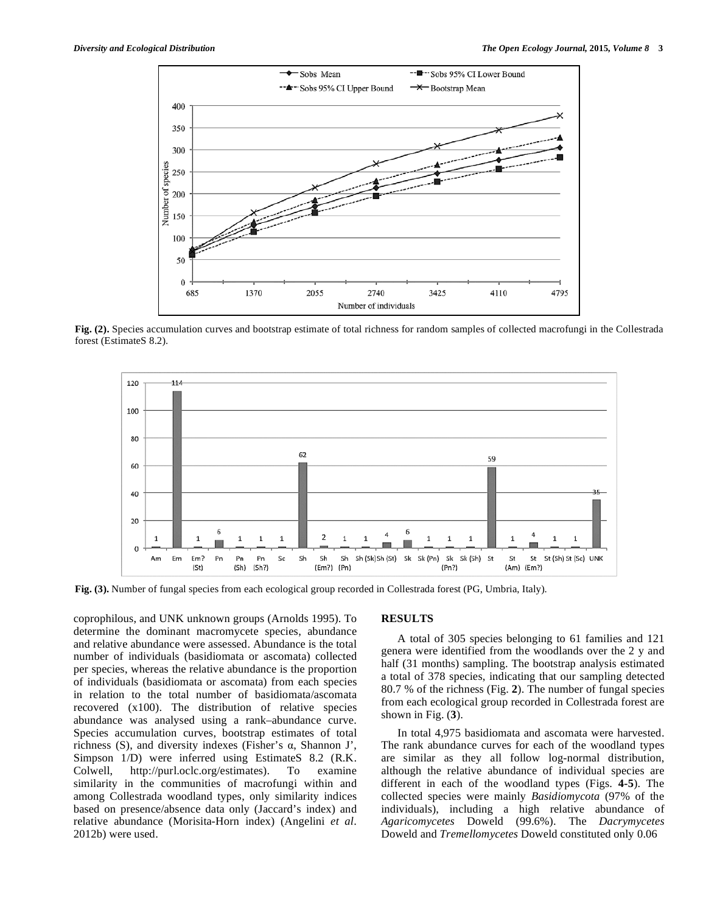Fig. (2). Species accumulation curves and bootstrap estimate of total richness for random samples of collected macrofungi in the Collestrada forest (EstimateS 8.2).

Fig. (3). Number of fungal species from each ecological group recorded in Collestrada forest (PG, Umbria, Italy).

coprophilous, and UNK unknown groups (Arnolds 1995). To determine the dominant macromycete species, abundance and relative abundance were assessed. Abundance is the total number of individuals (basidiomata or ascomata) collected per species, whereas the relative abundance is the proportion of individuals (basidiomata or ascomata) from each species in relation to the total number of basidiomata/ascomata recovered (x100). The distribution of relative species abundance was analysed using a rank–abundance curve. Species accumulation curves, bootstrap estimates of total richness (S), and diversity indexes (Fisher's α, Shannon J', Simpson 1/D) were inferred using EstimateS 8.2 (R.K. Colwell, http://purl.oclc.org/estimates). To examine similarity in the communities of macrofungi within and among Collestrada woodland types, only similarity indices based on presence/absence data only (Jaccard's index) and relative abundance (Morisita-Horn index) (Angelini *et al*. 2012b) were used.

## RESULTS

A total of 305 species belonging to 61 families and 121 genera were identified from the woodlands over the 2 y and half (31 months) sampling. The bootstrap analysis estimated a total of 378 species, indicating that our sampling detected 80.7 % of the richness (Fig. **2**). The number of fungal species from each ecological group recorded in Collestrada forest are shown in Fig. (**3**).

In total 4,975 basidiomata and ascomata were harvested. The rank abundance curves for each of the woodland types are similar as they all follow log-normal distribution, although the relative abundance of individual species are different in each of the woodland types (Figs. **4-5**). The collected species were mainly *Basidiomycota* (97% of the individuals), including a high relative abundance of *Agaricomycetes* Doweld (99.6%). The *Dacrymycetes* Doweld and *Tremellomycetes* Doweld constituted only 0.06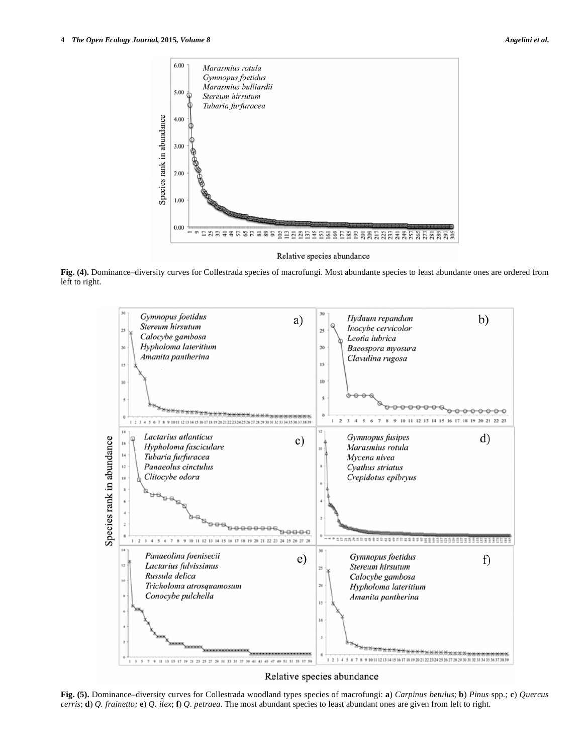Fig. (4). Dominance–diversity curves for Collestrada species of macrofungi. Most abundante species to least abundante ones are ordered from left to right.

Fig. (5). Dominance–diversity curves for Collestrada woodland types species of macrofungi: **a**) *Carpinus betulus*; **b**) *Pinus* spp.; **c**) *Quercus cerris*; **d**) *Q. frainetto;* **e**) *Q. ilex*; **f**) *Q. petraea*. The most abundant species to least abundant ones are given from left to right.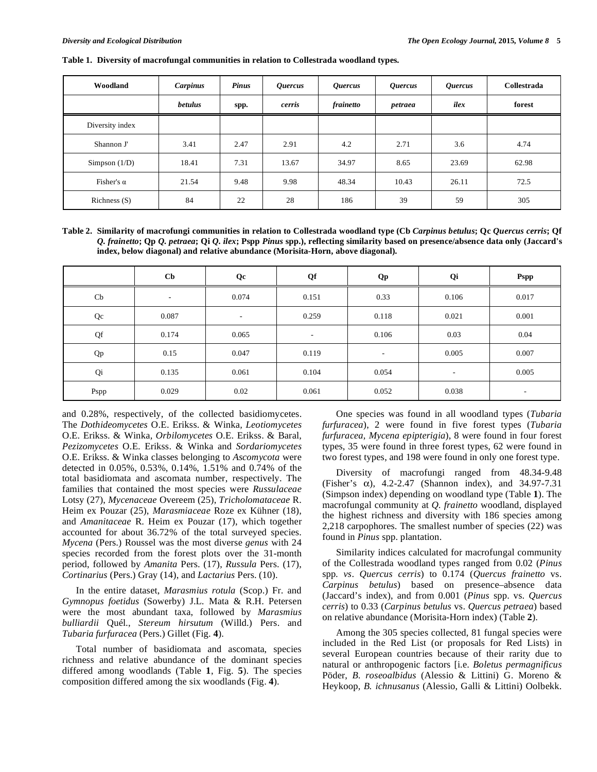**Table 1. Diversity of macrofungal communities in relation to Collestrada woodland types.**

| Woodland | *Carpinus betulus* | *Pinus* spp. | *Quercus cerris* | *Quercus frainetto* | *Quercus petraea* | *Quercus ilex* | Collestrada forest |
|---|---|---|---|---|---|---|---|
| Diversity index | | | | | | | |
| Shannon J' | 3.41 | 2.47 | 2.91 | 4.2 | 2.71 | 3.6 | 4.74 |
| Simpson (1/D) | 18.41 | 7.31 | 13.67 | 34.97 | 8.65 | 23.69 | 62.98 |
| Fisher's α | 21.54 | 9.48 | 9.98 | 48.34 | 10.43 | 26.11 | 72.5 |
| Richness (S) | 84 | 22 | 28 | 186 | 39 | 59 | 305 |

**Table 2. Similarity of macrofungi communities in relation to Collestrada woodland type (Cb *Carpinus betulus*; Qc *Quercus cerris*; Qf *Q. frainetto*; Qp *Q. petraea*; Qi *Q. ilex*; Pspp *Pinus* spp.), reflecting similarity based on presence/absence data only (Jaccard's index, below diagonal) and relative abundance (Morisita-Horn, above diagonal).**

| | Cb | Qc | Qf | Qp | Qi | Pspp |
|---|---|---|---|---|---|---|
| Cb | - | 0.074 | 0.151 | 0.33 | 0.106 | 0.017 |
| Qc | 0.087 | - | 0.259 | 0.118 | 0.021 | 0.001 |
| Qf | 0.174 | 0.065 | - | 0.106 | 0.03 | 0.04 |
| Qp | 0.15 | 0.047 | 0.119 | - | 0.005 | 0.007 |
| Qi | 0.135 | 0.061 | 0.104 | 0.054 | - | 0.005 |
| Pspp | 0.029 | 0.02 | 0.061 | 0.052 | 0.038 | - |

and 0.28%, respectively, of the collected basidiomycetes. The *Dothideomycetes* O.E. Erikss. & Winka, *Leotiomycetes* O.E. Erikss. & Winka, *Orbilomycetes* O.E. Erikss. & Baral, *Pezizomycetes* O.E. Erikss. & Winka and *Sordariomycetes* O.E. Erikss. & Winka classes belonging to *Ascomycota* were detected in 0.05%, 0.53%, 0.14%, 1.51% and 0.74% of the total basidiomata and ascomata number, respectively. The families that contained the most species were *Russulaceae* Lotsy (27), *Mycenaceae* Overeem (25), *Tricholomataceae* R. Heim ex Pouzar (25), *Marasmiaceae* Roze ex Kühner (18), and *Amanitaceae* R. Heim ex Pouzar (17), which together accounted for about 36.72% of the total surveyed species. *Mycena* (Pers.) Roussel was the most diverse *genus* with 24 species recorded from the forest plots over the 31-month period, followed by *Amanita* Pers. (17), *Russula* Pers. (17), *Cortinarius* (Pers.) Gray (14), and *Lactarius* Pers. (10).

In the entire dataset, *Marasmius rotula* (Scop.) Fr. and *Gymnopus foetidus* (Sowerby) J.L. Mata & R.H. Petersen were the most abundant taxa, followed by *Marasmius bulliardii* Quél., *Stereum hirsutum* (Willd.) Pers. and *Tubaria furfuracea* (Pers.) Gillet (Fig. **4**).

Total number of basidiomata and ascomata, species richness and relative abundance of the dominant species differed among woodlands (Table **1**, Fig. **5**). The species composition differed among the six woodlands (Fig. **4**).

One species was found in all woodland types (*Tubaria furfuracea*), 2 were found in five forest types (*Tubaria furfuracea, Mycena epipterigia*), 8 were found in four forest types, 35 were found in three forest types, 62 were found in two forest types, and 198 were found in only one forest type.

Diversity of macrofungi ranged from 48.34-9.48 (Fisher's α), 4.2-2.47 (Shannon index), and 34.97-7.31 (Simpson index) depending on woodland type (Table **1**). The macrofungal community at *Q. frainetto* woodland, displayed the highest richness and diversity with 186 species among 2,218 carpophores. The smallest number of species (22) was found in *Pinus* spp. plantation.

Similarity indices calculated for macrofungal community of the Collestrada woodland types ranged from 0.02 (*Pinus* spp. *vs*. *Quercus cerris*) to 0.174 (*Quercus frainetto* vs. *Carpinus betulus*) based on presence–absence data (Jaccard's index), and from 0.001 (*Pinus* spp. vs. *Quercus cerris*) to 0.33 (*Carpinus betulus* vs. *Quercus petraea*) based on relative abundance (Morisita-Horn index) (Table **2**).

Among the 305 species collected, 81 fungal species were included in the Red List (or proposals for Red Lists) in several European countries because of their rarity due to natural or anthropogenic factors [i.e. *Boletus permagnificus* Pöder, *B. roseoalbidus* (Alessio & Littini) G. Moreno & Heykoop, *B. ichnusanus* (Alessio, Galli & Littini) Oolbekk.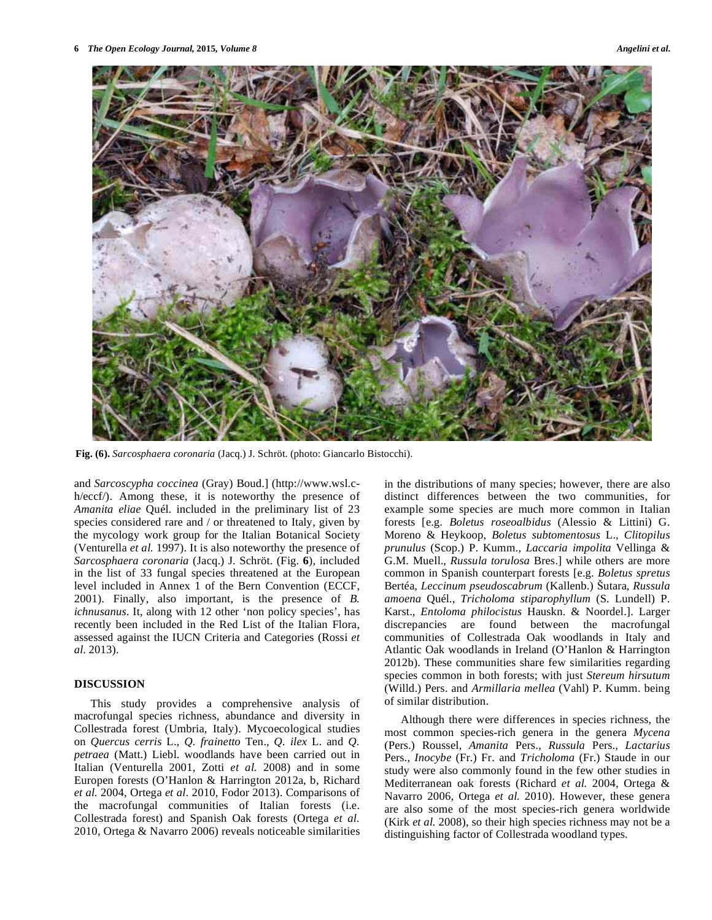**Fig. (6).** *Sarcosphaera coronaria* (Jacq.) J. Schröt. (photo: Giancarlo Bistocchi).

and *Sarcoscypha coccinea* (Gray) Boud.] (http://www.wsl.ch/eccf/). Among these, it is noteworthy the presence of *Amanita eliae* Quél. included in the preliminary list of 23 species considered rare and / or threatened to Italy, given by the mycology work group for the Italian Botanical Society (Venturella *et al.* 1997). It is also noteworthy the presence of *Sarcosphaera coronaria* (Jacq.) J. Schröt. (Fig. **6**), included in the list of 33 fungal species threatened at the European level included in Annex 1 of the Bern Convention (ECCF, 2001). Finally, also important, is the presence of *B. ichnusanus*. It, along with 12 other 'non policy species', has recently been included in the Red List of the Italian Flora, assessed against the IUCN Criteria and Categories (Rossi *et al.* 2013).

## DISCUSSION

This study provides a comprehensive analysis of macrofungal species richness, abundance and diversity in Collestrada forest (Umbria, Italy). Mycoecological studies on *Quercus cerris* L., *Q. frainetto* Ten., *Q. ilex* L. and *Q. petraea* (Matt.) Liebl. woodlands have been carried out in Italian (Venturella 2001, Zotti *et al.* 2008) and in some Europen forests (O'Hanlon & Harrington 2012a, b, Richard *et al.* 2004, Ortega *et al*. 2010, Fodor 2013). Comparisons of the macrofungal communities of Italian forests (i.e. Collestrada forest) and Spanish Oak forests (Ortega *et al.* 2010, Ortega & Navarro 2006) reveals noticeable similarities in the distributions of many species; however, there are also distinct differences between the two communities, for example some species are much more common in Italian forests [e.g. *Boletus roseoalbidus* (Alessio & Littini) G. Moreno & Heykoop, *Boletus subtomentosus* L., *Clitopilus prunulus* (Scop.) P. Kumm., *Laccaria impolita* Vellinga & G.M. Muell., *Russula torulosa* Bres.] while others are more common in Spanish counterpart forests [e.g. *Boletus spretus* Bertéa, *Leccinum pseudoscabrum* (Kallenb.) Šutara, *Russula amoena* Quél., *Tricholoma stiparophyllum* (S. Lundell) P. Karst., *Entoloma philocistus* Hauskn. & Noordel.]. Larger discrepancies are found between the macrofungal communities of Collestrada Oak woodlands in Italy and Atlantic Oak woodlands in Ireland (O'Hanlon & Harrington 2012b). These communities share few similarities regarding species common in both forests; with just *Stereum hirsutum* (Willd.) Pers. and *Armillaria mellea* (Vahl) P. Kumm. being of similar distribution.

Although there were differences in species richness, the most common species-rich genera in the genera *Mycena* (Pers.) Roussel, *Amanita* Pers., *Russula* Pers., *Lactarius* Pers., *Inocybe* (Fr.) Fr. and *Tricholoma* (Fr.) Staude in our study were also commonly found in the few other studies in Mediterranean oak forests (Richard *et al.* 2004, Ortega & Navarro 2006, Ortega *et al.* 2010). However, these genera are also some of the most species-rich genera worldwide (Kirk *et al.* 2008), so their high species richness may not be a distinguishing factor of Collestrada woodland types.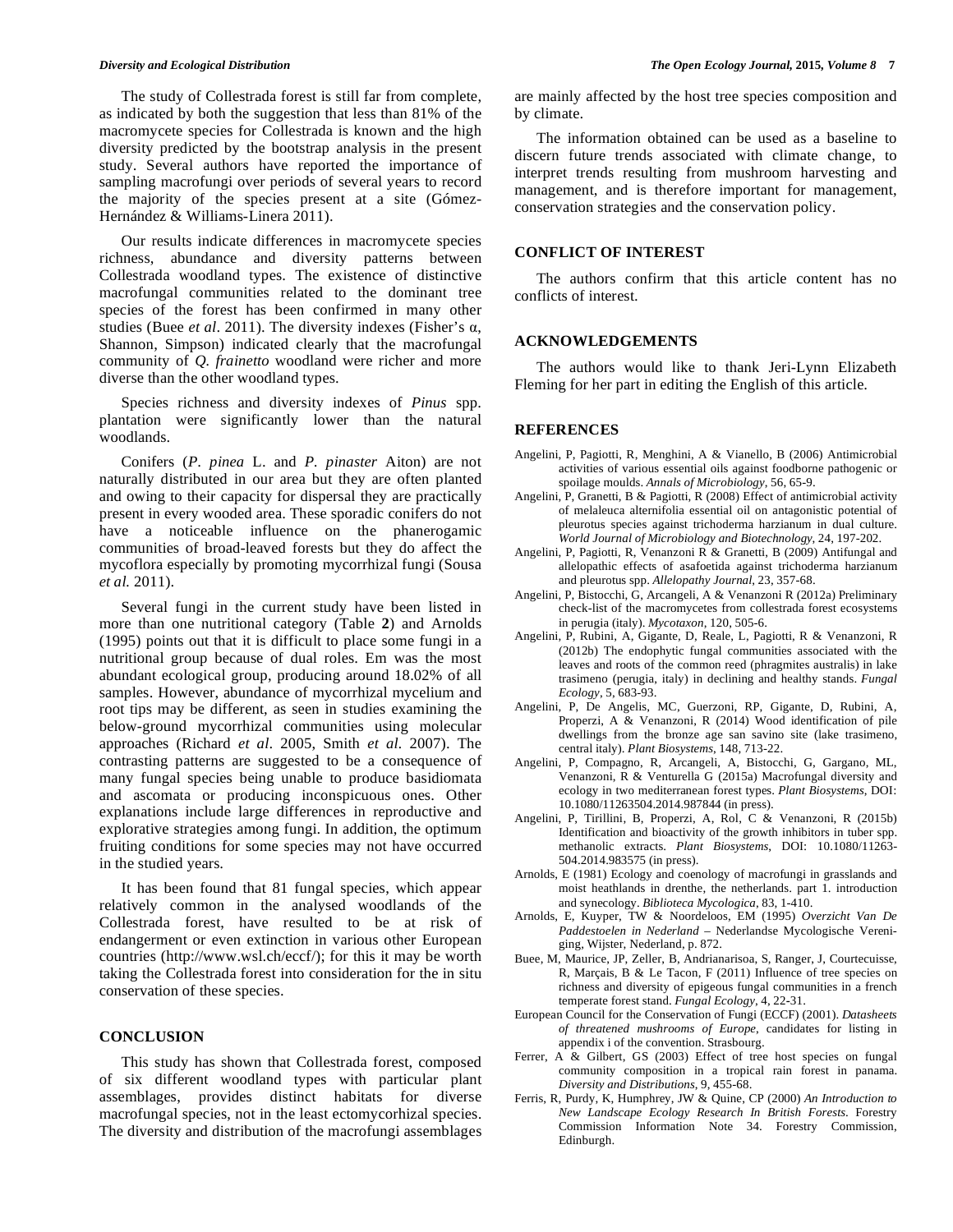The study of Collestrada forest is still far from complete, as indicated by both the suggestion that less than 81% of the macromycete species for Collestrada is known and the high diversity predicted by the bootstrap analysis in the present study. Several authors have reported the importance of sampling macrofungi over periods of several years to record the majority of the species present at a site (Gómez-Hernández & Williams-Linera 2011).

Our results indicate differences in macromycete species richness, abundance and diversity patterns between Collestrada woodland types. The existence of distinctive macrofungal communities related to the dominant tree species of the forest has been confirmed in many other studies (Buee *et al*. 2011). The diversity indexes (Fisher's α, Shannon, Simpson) indicated clearly that the macrofungal community of *Q. frainetto* woodland were richer and more diverse than the other woodland types.

Species richness and diversity indexes of *Pinus* spp. plantation were significantly lower than the natural woodlands.

Conifers (*P. pinea* L. and *P. pinaster* Aiton) are not naturally distributed in our area but they are often planted and owing to their capacity for dispersal they are practically present in every wooded area. These sporadic conifers do not have a noticeable influence on the phanerogamic communities of broad-leaved forests but they do affect the mycoflora especially by promoting mycorrhizal fungi (Sousa *et al.* 2011).

Several fungi in the current study have been listed in more than one nutritional category (Table **2**) and Arnolds (1995) points out that it is difficult to place some fungi in a nutritional group because of dual roles. Em was the most abundant ecological group, producing around 18.02% of all samples. However, abundance of mycorrhizal mycelium and root tips may be different, as seen in studies examining the below-ground mycorrhizal communities using molecular approaches (Richard *et al*. 2005, Smith *et al*. 2007). The contrasting patterns are suggested to be a consequence of many fungal species being unable to produce basidiomata and ascomata or producing inconspicuous ones. Other explanations include large differences in reproductive and explorative strategies among fungi. In addition, the optimum fruiting conditions for some species may not have occurred in the studied years.

It has been found that 81 fungal species, which appear relatively common in the analysed woodlands of the Collestrada forest, have resulted to be at risk of endangerment or even extinction in various other European countries (http://www.wsl.ch/eccf/); for this it may be worth taking the Collestrada forest into consideration for the in situ conservation of these species.

## CONCLUSION

This study has shown that Collestrada forest, composed of six different woodland types with particular plant assemblages, provides distinct habitats for diverse macrofungal species, not in the least ectomycorhizal species. The diversity and distribution of the macrofungi assemblages are mainly affected by the host tree species composition and by climate.

The information obtained can be used as a baseline to discern future trends associated with climate change, to interpret trends resulting from mushroom harvesting and management, and is therefore important for management, conservation strategies and the conservation policy.

## CONFLICT OF INTEREST

The authors confirm that this article content has no conflicts of interest.

## ACKNOWLEDGEMENTS

The authors would like to thank Jeri-Lynn Elizabeth Fleming for her part in editing the English of this article.

## REFERENCES

Angelini, P, Pagiotti, R, Menghini, A & Vianello, B (2006) Antimicrobial activities of various essential oils against foodborne pathogenic or spoilage moulds. *Annals of Microbiology*, 56, 65-9.

Angelini, P, Granetti, B & Pagiotti, R (2008) Effect of antimicrobial activity of melaleuca alternifolia essential oil on antagonistic potential of pleurotus species against trichoderma harzianum in dual culture. *World Journal of Microbiology and Biotechnology*, 24, 197-202.

Angelini, P, Pagiotti, R, Venanzoni R & Granetti, B (2009) Antifungal and allelopathic effects of asafoetida against trichoderma harzianum and pleurotus spp. *Allelopathy Journal*, 23, 357-68.

Angelini, P, Bistocchi, G, Arcangeli, A & Venanzoni R (2012a) Preliminary check-list of the macromycetes from collestrada forest ecosystems in perugia (italy). *Mycotaxon*, 120, 505-6.

Angelini, P, Rubini, A, Gigante, D, Reale, L, Pagiotti, R & Venanzoni, R (2012b) The endophytic fungal communities associated with the leaves and roots of the common reed (phragmites australis) in lake trasimeno (perugia, italy) in declining and healthy stands. *Fungal Ecology*, 5, 683-93.

Angelini, P, De Angelis, MC, Guerzoni, RP, Gigante, D, Rubini, A, Properzi, A & Venanzoni, R (2014) Wood identification of pile dwellings from the bronze age san savino site (lake trasimeno, central italy). *Plant Biosystems*, 148, 713-22.

Angelini, P, Compagno, R, Arcangeli, A, Bistocchi, G, Gargano, ML, Venanzoni, R & Venturella G (2015a) Macrofungal diversity and ecology in two mediterranean forest types. *Plant Biosystems*, DOI: 10.1080/11263504.2014.987844 (in press).

Angelini, P, Tirillini, B, Properzi, A, Rol, C & Venanzoni, R (2015b) Identification and bioactivity of the growth inhibitors in tuber spp. methanolic extracts. *Plant Biosystems*, DOI: 10.1080/11263-504.2014.983575 (in press).

Arnolds, E (1981) Ecology and coenology of macrofungi in grasslands and moist heathlands in drenthe, the netherlands. part 1. introduction and synecology. *Biblioteca Mycologica*, 83, 1-410.

Arnolds, E, Kuyper, TW & Noordeloos, EM (1995) *Overzicht Van De Paddestoelen in Nederland* – Nederlandse Mycologische Vereniging, Wijster, Nederland, p. 872.

Buee, M, Maurice, JP, Zeller, B, Andrianarisoa, S, Ranger, J, Courtecuisse, R, Marçais, B & Le Tacon, F (2011) Influence of tree species on richness and diversity of epigeous fungal communities in a french temperate forest stand. *Fungal Ecology*, 4, 22-31.

European Council for the Conservation of Fungi (ECCF) (2001). *Datasheets of threatened mushrooms of Europe*, candidates for listing in appendix i of the convention. Strasbourg.

Ferrer, A & Gilbert, GS (2003) Effect of tree host species on fungal community composition in a tropical rain forest in panama. *Diversity and Distributions*, 9, 455-68.

Ferris, R, Purdy, K, Humphrey, JW & Quine, CP (2000) *An Introduction to New Landscape Ecology Research In British Forests*. Forestry Commission Information Note 34. Forestry Commission, Edinburgh.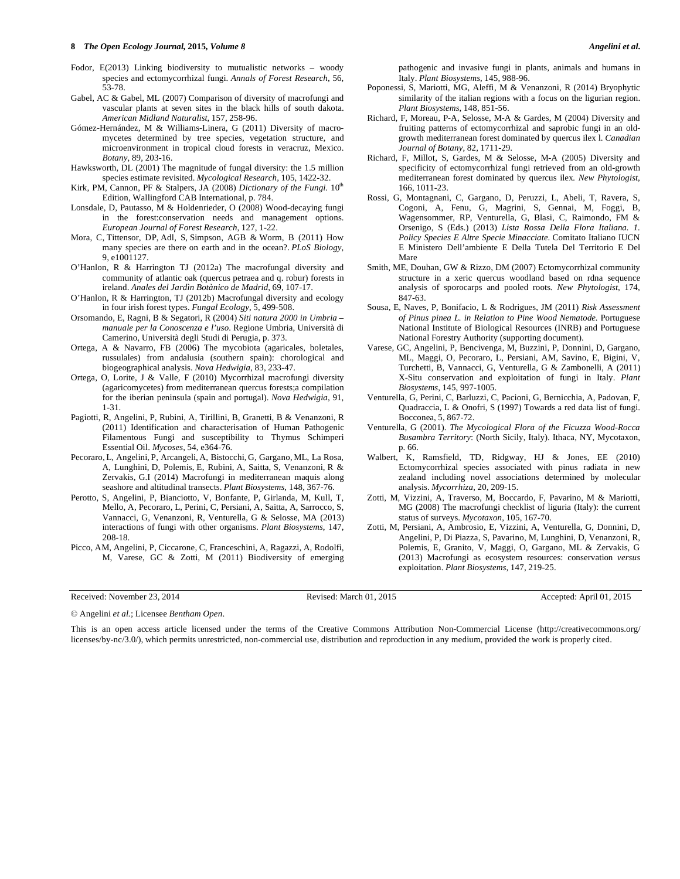Fodor, E(2013) Linking biodiversity to mutualistic networks – woody species and ectomycorrhizal fungi. *Annals of Forest Research*, 56, 53-78.

Gabel, AC & Gabel, ML (2007) Comparison of diversity of macrofungi and vascular plants at seven sites in the black hills of south dakota. *American Midland Naturalist*, 157, 258-96.

Gómez-Hernández, M & Williams-Linera, G (2011) Diversity of macromycetes determined by tree species, vegetation structure, and microenvironment in tropical cloud forests in veracruz, Mexico. *Botany*, 89, 203-16.

Hawksworth, DL (2001) The magnitude of fungal diversity: the 1.5 million species estimate revisited. *Mycological Research*, 105, 1422-32.

Kirk, PM, Cannon, PF & Stalpers, JA (2008) *Dictionary of the Fungi.* 10th Edition, Wallingford CAB International, p. 784.

Lonsdale, D, Pautasso, M & Holdenrieder, O (2008) Wood-decaying fungi in the forest:conservation needs and management options. *European Journal of Forest Research*, 127, 1-22.

Mora, C, Tittensor, DP, Adl, S, Simpson, AGB & Worm, B (2011) How many species are there on earth and in the ocean?. *PLoS Biology*, 9, e1001127.

O'Hanlon, R & Harrington TJ (2012a) The macrofungal diversity and community of atlantic oak (quercus petraea and q. robur) forests in ireland. *Anales del Jardin Botànico de Madrid*, 69, 107-17.

O'Hanlon, R & Harrington, TJ (2012b) Macrofungal diversity and ecology in four irish forest types. *Fungal Ecology*, 5, 499-508.

Orsomando, E, Ragni, B & Segatori, R (2004) *Siti natura 2000 in Umbria – manuale per la Conoscenza e l'uso*. Regione Umbria, Università di Camerino, Università degli Studi di Perugia, p. 373.

Ortega, A & Navarro, FB (2006) The mycobiota (agaricales, boletales, russulales) from andalusia (southern spain): chorological and biogeographical analysis. *Nova Hedwigia*, 83, 233-47.

Ortega, O, Lorite, J & Valle, F (2010) Mycorrhizal macrofungi diversity (agaricomycetes) from mediterranean quercus forests;a compilation for the iberian peninsula (spain and portugal). *Nova Hedwigia*, 91, 1-31.

Pagiotti, R, Angelini, P, Rubini, A, Tirillini, B, Granetti, B & Venanzoni, R (2011) Identification and characterisation of Human Pathogenic Filamentous Fungi and susceptibility to Thymus Schimperi Essential Oil. *Mycoses*, 54, e364-76.

Pecoraro, L, Angelini, P, Arcangeli, A, Bistocchi, G, Gargano, ML, La Rosa, A, Lunghini, D, Polemis, E, Rubini, A, Saitta, S, Venanzoni, R & Zervakis, G.I (2014) Macrofungi in mediterranean maquis along seashore and altitudinal transects. *Plant Biosystems*, 148, 367-76.

Perotto, S, Angelini, P, Bianciotto, V, Bonfante, P, Girlanda, M, Kull, T, Mello, A, Pecoraro, L, Perini, C, Persiani, A, Saitta, A, Sarrocco, S, Vannacci, G, Venanzoni, R, Venturella, G & Selosse, MA (2013) interactions of fungi with other organisms. *Plant Biosystems*, 147, 208-18.

Picco, AM, Angelini, P, Ciccarone, C, Franceschini, A, Ragazzi, A, Rodolfi, M, Varese, GC & Zotti, M (2011) Biodiversity of emerging pathogenic and invasive fungi in plants, animals and humans in Italy. *Plant Biosystems*, 145, 988-96.

Poponessi, S, Mariotti, MG, Aleffi, M & Venanzoni, R (2014) Bryophytic similarity of the italian regions with a focus on the ligurian region. *Plant Biosystems*, 148, 851-56.

Richard, F, Moreau, P-A, Selosse, M-A & Gardes, M (2004) Diversity and fruiting patterns of ectomycorrhizal and saprobic fungi in an old-growth mediterranean forest dominated by quercus ilex l. *Canadian Journal of Botany*, 82, 1711-29.

Richard, F, Millot, S, Gardes, M & Selosse, M-A (2005) Diversity and specificity of ectomycorrhizal fungi retrieved from an old-growth mediterranean forest dominated by quercus ilex. *New Phytologist*, 166, 1011-23.

Rossi, G, Montagnani, C, Gargano, D, Peruzzi, L, Abeli, T, Ravera, S, Cogoni, A, Fenu, G, Magrini, S, Gennai, M, Foggi, B, Wagensommer, RP, Venturella, G, Blasi, C, Raimondo, FM & Orsenigo, S (Eds.) (2013) *Lista Rossa Della Flora Italiana. 1. Policy Species E Altre Specie Minacciate*. Comitato Italiano IUCN E Ministero Dell'ambiente E Della Tutela Del Territorio E Del Mare

Smith, ME, Douhan, GW & Rizzo, DM (2007) Ectomycorrhizal community structure in a xeric quercus woodland based on rdna sequence analysis of sporocarps and pooled roots. *New Phytologist*, 174, 847-63.

Sousa, E, Naves, P, Bonifacio, L & Rodrigues, JM (2011) *Risk Assessment of Pinus pinea L. in Relation to Pine Wood Nematode.* Portuguese National Institute of Biological Resources (INRB) and Portuguese National Forestry Authority (supporting document).

Varese, GC, Angelini, P, Bencivenga, M, Buzzini, P, Donnini, D, Gargano, ML, Maggi, O, Pecoraro, L, Persiani, AM, Savino, E, Bigini, V, Turchetti, B, Vannacci, G, Venturella, G & Zambonelli, A (2011) X-Situ conservation and exploitation of fungi in Italy. *Plant Biosystems*, 145, 997-1005.

Venturella, G, Perini, C, Barluzzi, C, Pacioni, G, Bernicchia, A, Padovan, F, Quadraccia, L & Onofri, S (1997) Towards a red data list of fungi. Bocconea, 5, 867-72.

Venturella, G (2001). *The Mycological Flora of the Ficuzza Wood-Rocca Busambra Territory*: (North Sicily, Italy). Ithaca, NY, Mycotaxon, p. 66.

Walbert, K, Ramsfield, TD, Ridgway, HJ & Jones, EE (2010) Ectomycorrhizal species associated with pinus radiata in new zealand including novel associations determined by molecular analysis. *Mycorrhiza*, 20, 209-15.

Zotti, M, Vizzini, A, Traverso, M, Boccardo, F, Pavarino, M & Mariotti, MG (2008) The macrofungi checklist of liguria (Italy): the current status of surveys. *Mycotaxon*, 105, 167-70.

Zotti, M, Persiani, A, Ambrosio, E, Vizzini, A, Venturella, G, Donnini, D, Angelini, P, Di Piazza, S, Pavarino, M, Lunghini, D, Venanzoni, R, Polemis, E, Granito, V, Maggi, O, Gargano, ML & Zervakis, G (2013) Macrofungi as ecosystem resources: conservation *versus* exploitation. *Plant Biosystems*, 147, 219-25.

Received: November 23, 2014 Revised: March 01, 2015 Accepted: April 01, 2015

© Angelini *et al.*; Licensee *Bentham Open*.

This is an open access article licensed under the terms of the Creative Commons Attribution Non-Commercial License (http://creativecommons.org/licenses/by-nc/3.0/), which permits unrestricted, non-commercial use, distribution and reproduction in any medium, provided the work is properly cited.